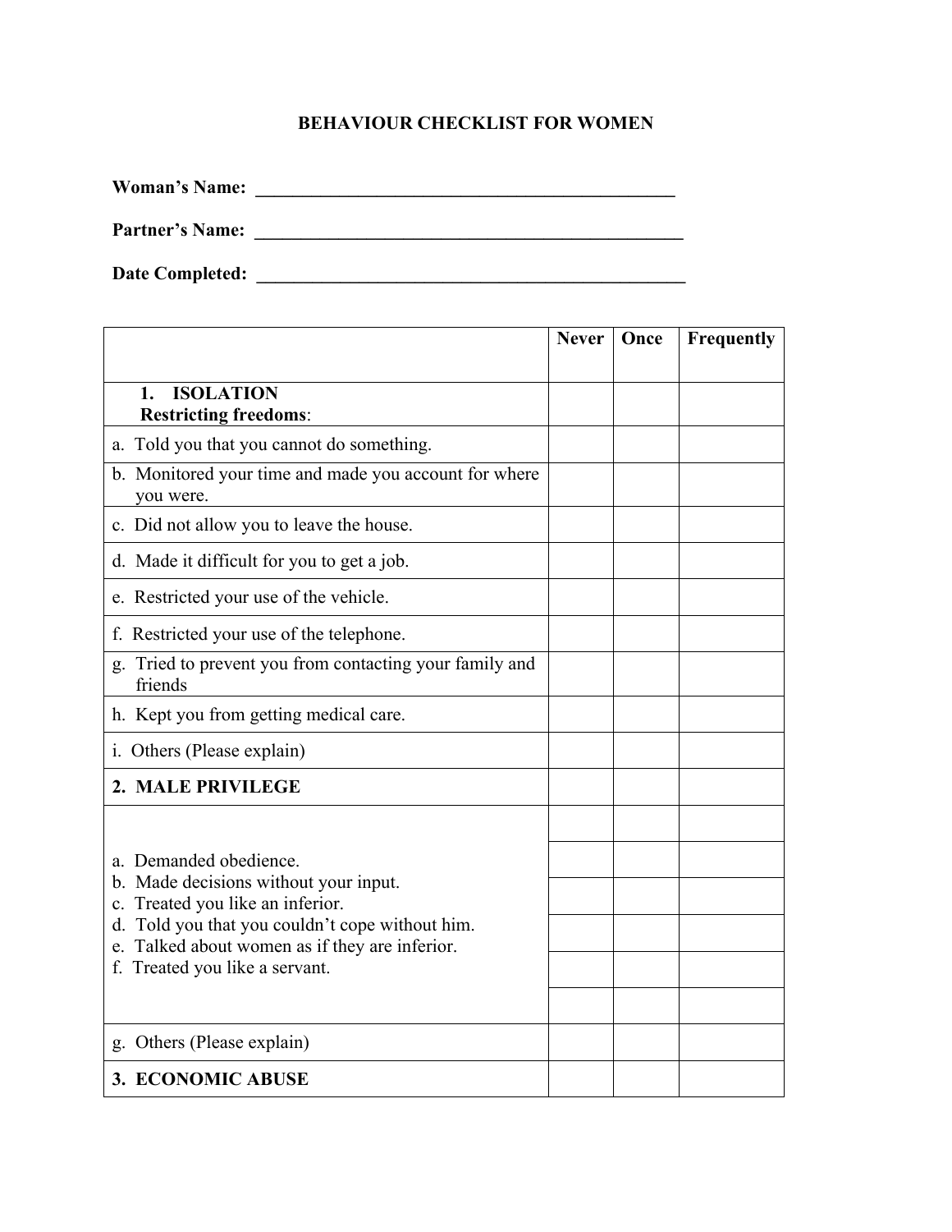# BEHAVIOUR CHECKLIST FOR WOMEN

**Woman's Name:** _______________________________________________

**Partner's Name:** _______________________________________________

**Date Completed:** _______________________________________________

| | Never | Once | Frequently |
|---|---|---|---|
| **1. ISOLATION**<br>**Restricting freedoms**: | | | |
| a. Told you that you cannot do something. | | | |
| b. Monitored your time and made you account for where you were. | | | |
| c. Did not allow you to leave the house. | | | |
| d. Made it difficult for you to get a job. | | | |
| e. Restricted your use of the vehicle. | | | |
| f. Restricted your use of the telephone. | | | |
| g. Tried to prevent you from contacting your family and friends | | | |
| h. Kept you from getting medical care. | | | |
| i. Others (Please explain) | | | |
| **2. MALE PRIVILEGE** | | | |
| a. Demanded obedience. | | | |
| b. Made decisions without your input. | | | |
| c. Treated you like an inferior. | | | |
| d. Told you that you couldn't cope without him. | | | |
| e. Talked about women as if they are inferior. | | | |
| f. Treated you like a servant. | | | |
| g. Others (Please explain) | | | |
| **3. ECONOMIC ABUSE** | | | |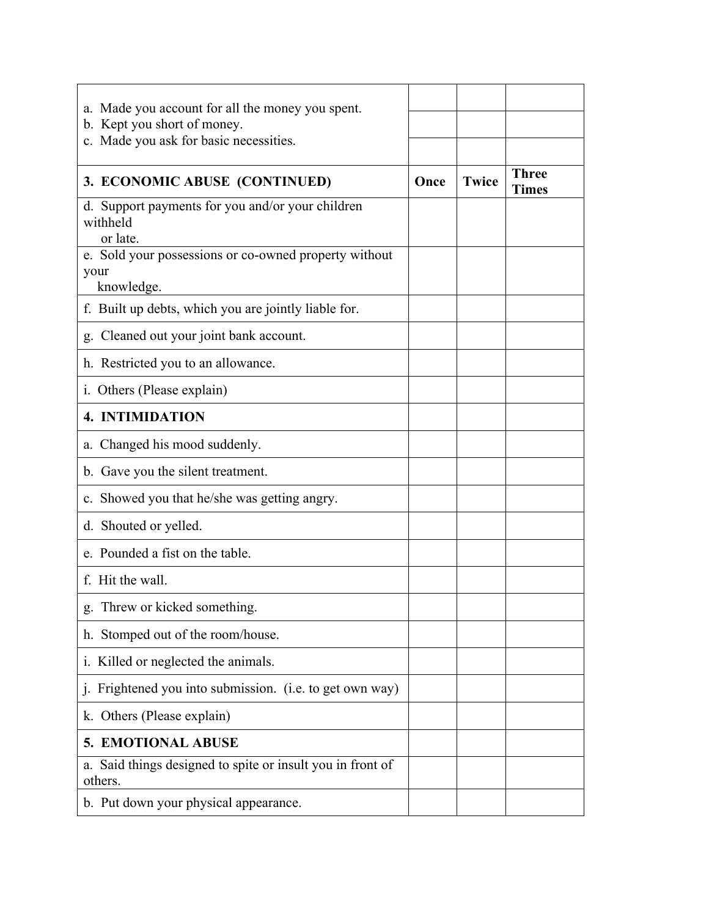| | | | |
|---|---|---|---|
| a. Made you account for all the money you spent.<br>b. Kept you short of money.<br>c. Made you ask for basic necessities. | | | |
| **3. ECONOMIC ABUSE (CONTINUED)** | **Once** | **Twice** | **Three Times** |
| d. Support payments for you and/or your children withheld or late. | | | |
| e. Sold your possessions or co-owned property without your knowledge. | | | |
| f. Built up debts, which you are jointly liable for. | | | |
| g. Cleaned out your joint bank account. | | | |
| h. Restricted you to an allowance. | | | |
| i. Others (Please explain) | | | |
| **4. INTIMIDATION** | | | |
| a. Changed his mood suddenly. | | | |
| b. Gave you the silent treatment. | | | |
| c. Showed you that he/she was getting angry. | | | |
| d. Shouted or yelled. | | | |
| e. Pounded a fist on the table. | | | |
| f. Hit the wall. | | | |
| g. Threw or kicked something. | | | |
| h. Stomped out of the room/house. | | | |
| i. Killed or neglected the animals. | | | |
| j. Frightened you into submission. (i.e. to get own way) | | | |
| k. Others (Please explain) | | | |
| **5. EMOTIONAL ABUSE** | | | |
| a. Said things designed to spite or insult you in front of others. | | | |
| b. Put down your physical appearance. | | | |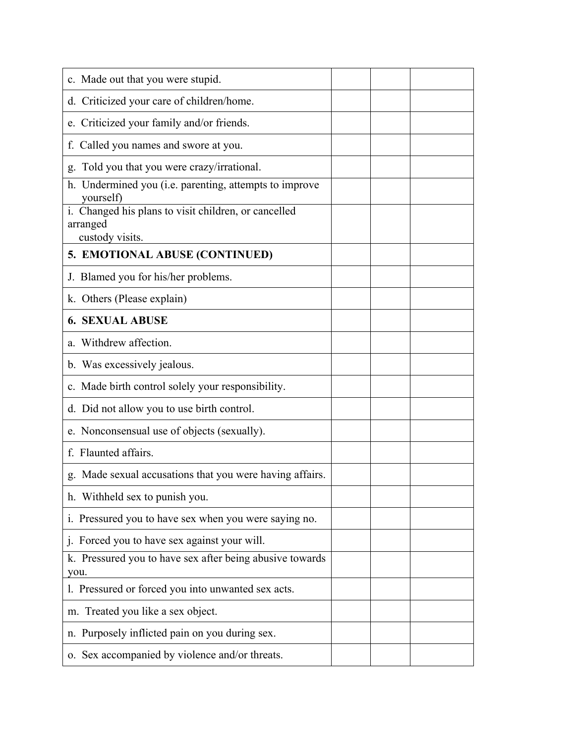| | | | |
|---|---|---|---|
| c. Made out that you were stupid. | | | |
| d. Criticized your care of children/home. | | | |
| e. Criticized your family and/or friends. | | | |
| f. Called you names and swore at you. | | | |
| g. Told you that you were crazy/irrational. | | | |
| h. Undermined you (i.e. parenting, attempts to improve yourself) | | | |
| i. Changed his plans to visit children, or cancelled arranged custody visits. | | | |
| **5. EMOTIONAL ABUSE (CONTINUED)** | | | |
| J. Blamed you for his/her problems. | | | |
| k. Others (Please explain) | | | |
| **6. SEXUAL ABUSE** | | | |
| a. Withdrew affection. | | | |
| b. Was excessively jealous. | | | |
| c. Made birth control solely your responsibility. | | | |
| d. Did not allow you to use birth control. | | | |
| e. Nonconsensual use of objects (sexually). | | | |
| f. Flaunted affairs. | | | |
| g. Made sexual accusations that you were having affairs. | | | |
| h. Withheld sex to punish you. | | | |
| i. Pressured you to have sex when you were saying no. | | | |
| j. Forced you to have sex against your will. | | | |
| k. Pressured you to have sex after being abusive towards you. | | | |
| l. Pressured or forced you into unwanted sex acts. | | | |
| m. Treated you like a sex object. | | | |
| n. Purposely inflicted pain on you during sex. | | | |
| o. Sex accompanied by violence and/or threats. | | | |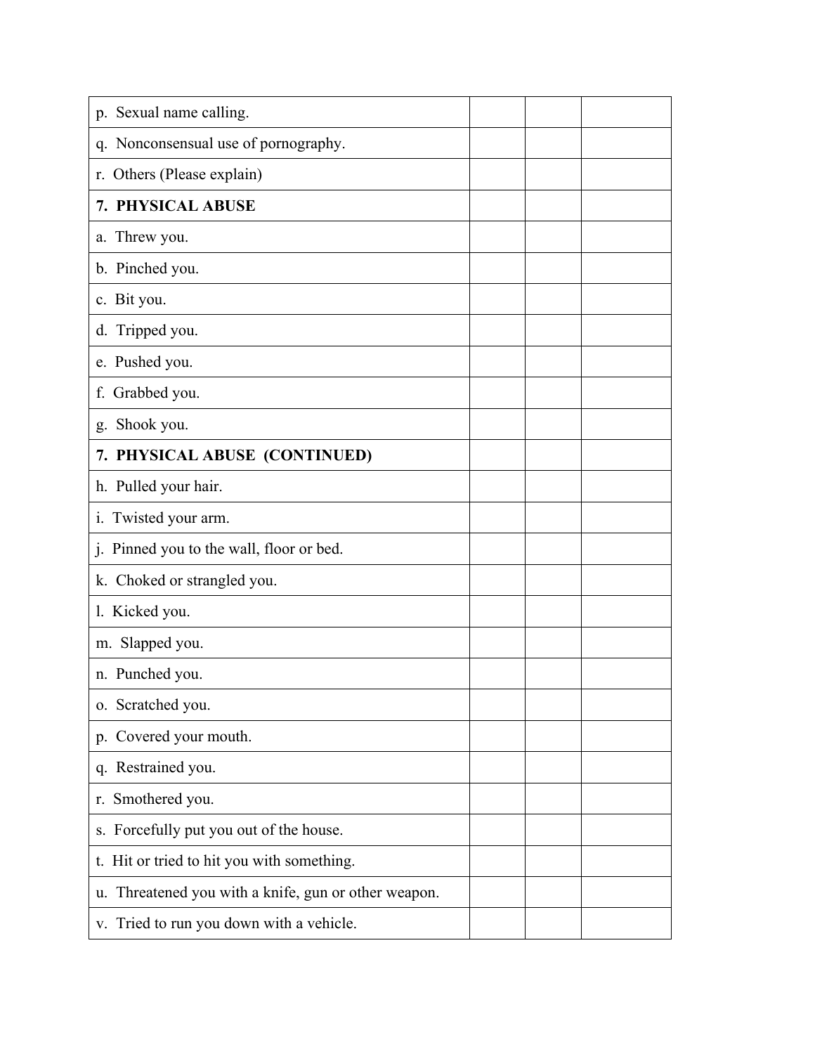| | | | |
|---|---|---|---|
| p. Sexual name calling. | | | |
| q. Nonconsensual use of pornography. | | | |
| r. Others (Please explain) | | | |
| **7. PHYSICAL ABUSE** | | | |
| a. Threw you. | | | |
| b. Pinched you. | | | |
| c. Bit you. | | | |
| d. Tripped you. | | | |
| e. Pushed you. | | | |
| f. Grabbed you. | | | |
| g. Shook you. | | | |
| **7. PHYSICAL ABUSE (CONTINUED)** | | | |
| h. Pulled your hair. | | | |
| i. Twisted your arm. | | | |
| j. Pinned you to the wall, floor or bed. | | | |
| k. Choked or strangled you. | | | |
| l. Kicked you. | | | |
| m. Slapped you. | | | |
| n. Punched you. | | | |
| o. Scratched you. | | | |
| p. Covered your mouth. | | | |
| q. Restrained you. | | | |
| r. Smothered you. | | | |
| s. Forcefully put you out of the house. | | | |
| t. Hit or tried to hit you with something. | | | |
| u. Threatened you with a knife, gun or other weapon. | | | |
| v. Tried to run you down with a vehicle. | | | |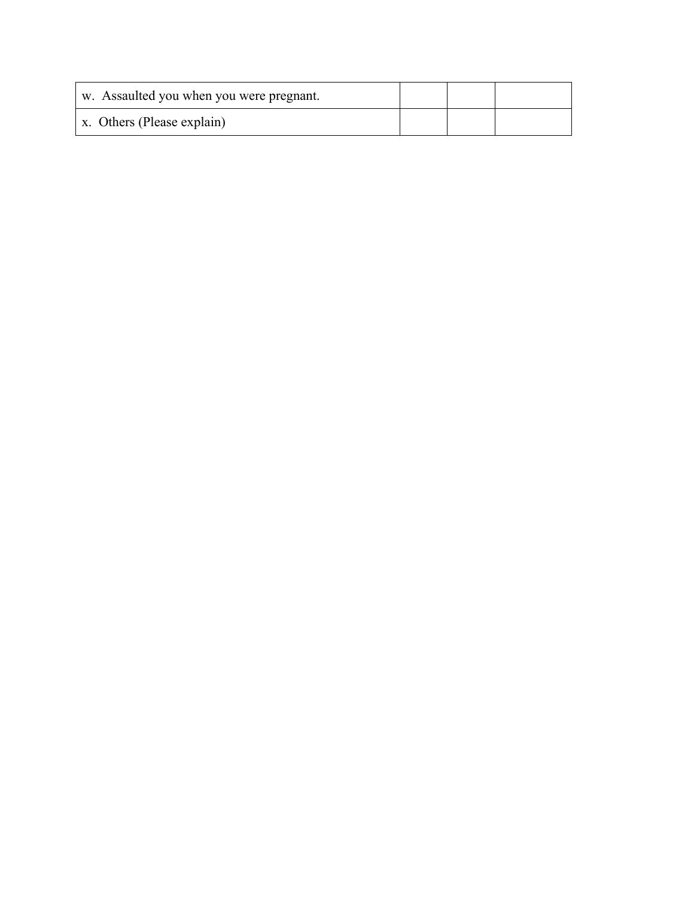| | | | |
|---|---|---|---|
| w. Assaulted you when you were pregnant. | | | |
| x. Others (Please explain) | | | |